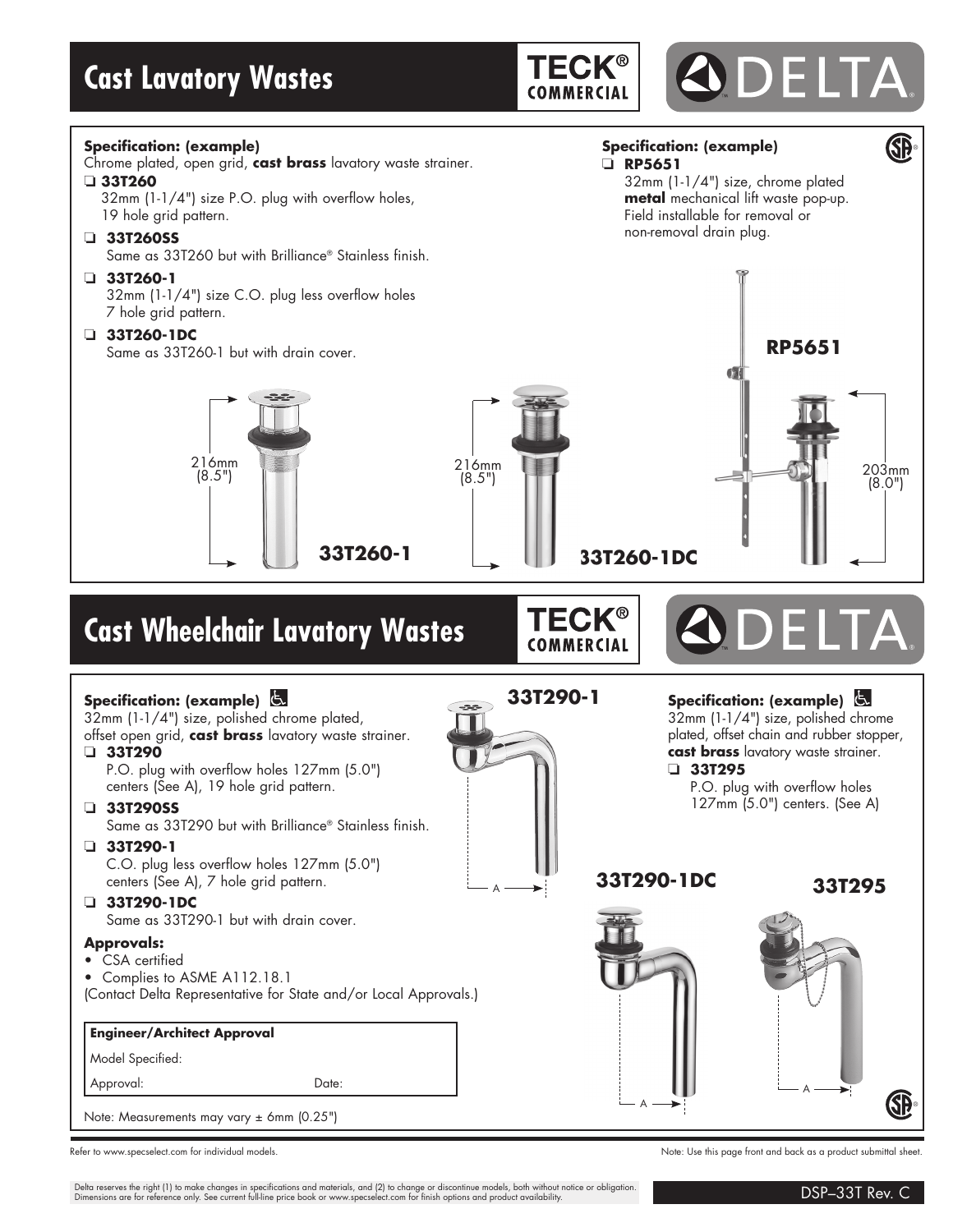# Cast Lavatory Wastes

TECK® COMMERCIAL

DELTA®

**Specification: (example)**
Chrome plated, open grid, **cast brass** lavatory waste strainer.

- ❑ **33T260**
  32mm (1-1/4") size P.O. plug with overflow holes, 19 hole grid pattern.
- ❑ **33T260SS**
  Same as 33T260 but with Brilliance® Stainless finish.
- ❑ **33T260-1**
  32mm (1-1/4") size C.O. plug less overflow holes 7 hole grid pattern.
- ❑ **33T260-1DC**
  Same as 33T260-1 but with drain cover.

**Specification: (example)**

- ❑ **RP5651**
  32mm (1-1/4") size, chrome plated **metal** mechanical lift waste pop-up. Field installable for removal or non-removal drain plug.

216mm (8.5")

**33T260-1**

216mm (8.5")

**33T260-1DC**

**RP5651**

203mm (8.0")

# Cast Wheelchair Lavatory Wastes

TECK® COMMERCIAL

DELTA®

**Specification: (example)** ♿
32mm (1-1/4") size, polished chrome plated, offset open grid, **cast brass** lavatory waste strainer.

- ❑ **33T290**
  P.O. plug with overflow holes 127mm (5.0") centers (See A), 19 hole grid pattern.
- ❑ **33T290SS**
  Same as 33T290 but with Brilliance® Stainless finish.
- ❑ **33T290-1**
  C.O. plug less overflow holes 127mm (5.0") centers (See A), 7 hole grid pattern.
- ❑ **33T290-1DC**
  Same as 33T290-1 but with drain cover.

**Specification: (example)** ♿
32mm (1-1/4") size, polished chrome plated, offset chain and rubber stopper, **cast brass** lavatory waste strainer.

- ❑ **33T295**
  P.O. plug with overflow holes 127mm (5.0") centers. (See A)

**33T290-1**

A

**33T290-1DC**

A

**33T295**

A

**Approvals:**

- CSA certified
- Complies to ASME A112.18.1

(Contact Delta Representative for State and/or Local Approvals.)

| Engineer/Architect Approval | |
|---|---|
| Model Specified: | |
| Approval: | Date: |

Note: Measurements may vary ± 6mm (0.25")

Refer to www.specselect.com for individual models.

Note: Use this page front and back as a product submittal sheet.

Delta reserves the right (1) to make changes in specifications and materials, and (2) to change or discontinue models, both without notice or obligation. Dimensions are for reference only. See current full-line price book or www.specselect.com for finish options and product availability.

DSP–33T Rev. C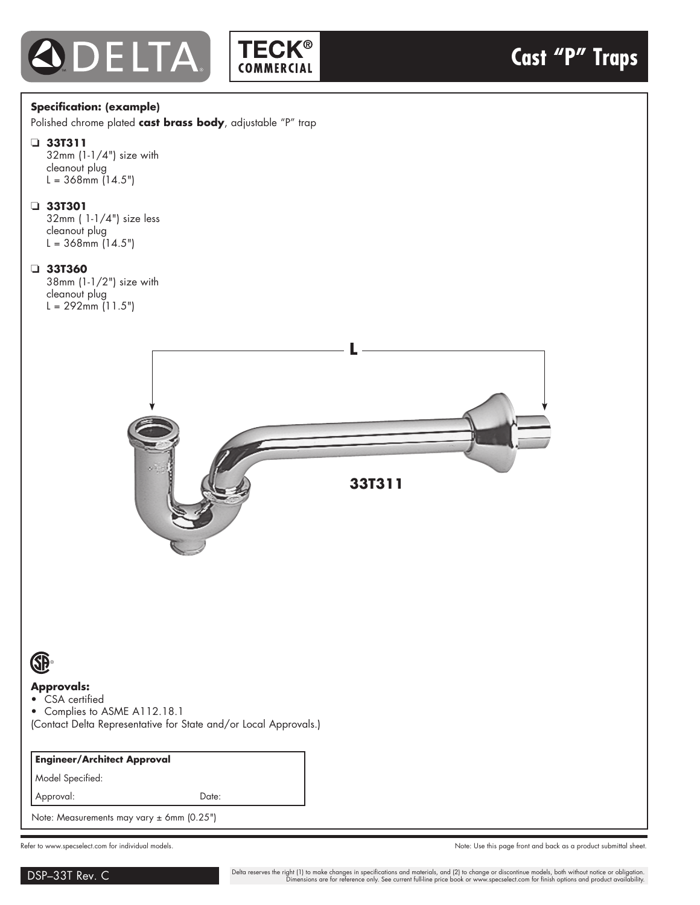# Cast "P" Traps

**Specification: (example)**

Polished chrome plated **cast brass body**, adjustable "P" trap

- ❑ **33T311**
  32mm (1-1/4") size with cleanout plug
  L = 368mm (14.5")

- ❑ **33T301**
  32mm ( 1-1/4") size less cleanout plug
  L = 368mm (14.5")

- ❑ **33T360**
  38mm (1-1/2") size with cleanout plug
  L = 292mm (11.5")

L

33T311

**Approvals:**

- CSA certified
- Complies to ASME A112.18.1

(Contact Delta Representative for State and/or Local Approvals.)

| **Engineer/Architect Approval** | |
|---|---|
| Model Specified: | |
| Approval: | Date: |

Note: Measurements may vary ± 6mm (0.25")

Refer to www.specselect.com for individual models.

Note: Use this page front and back as a product submittal sheet.

DSP–33T Rev. C

Delta reserves the right (1) to make changes in specifications and materials, and (2) to change or discontinue models, both without notice or obligation. Dimensions are for reference only. See current full-line price book or www.specselect.com for finish options and product availability.